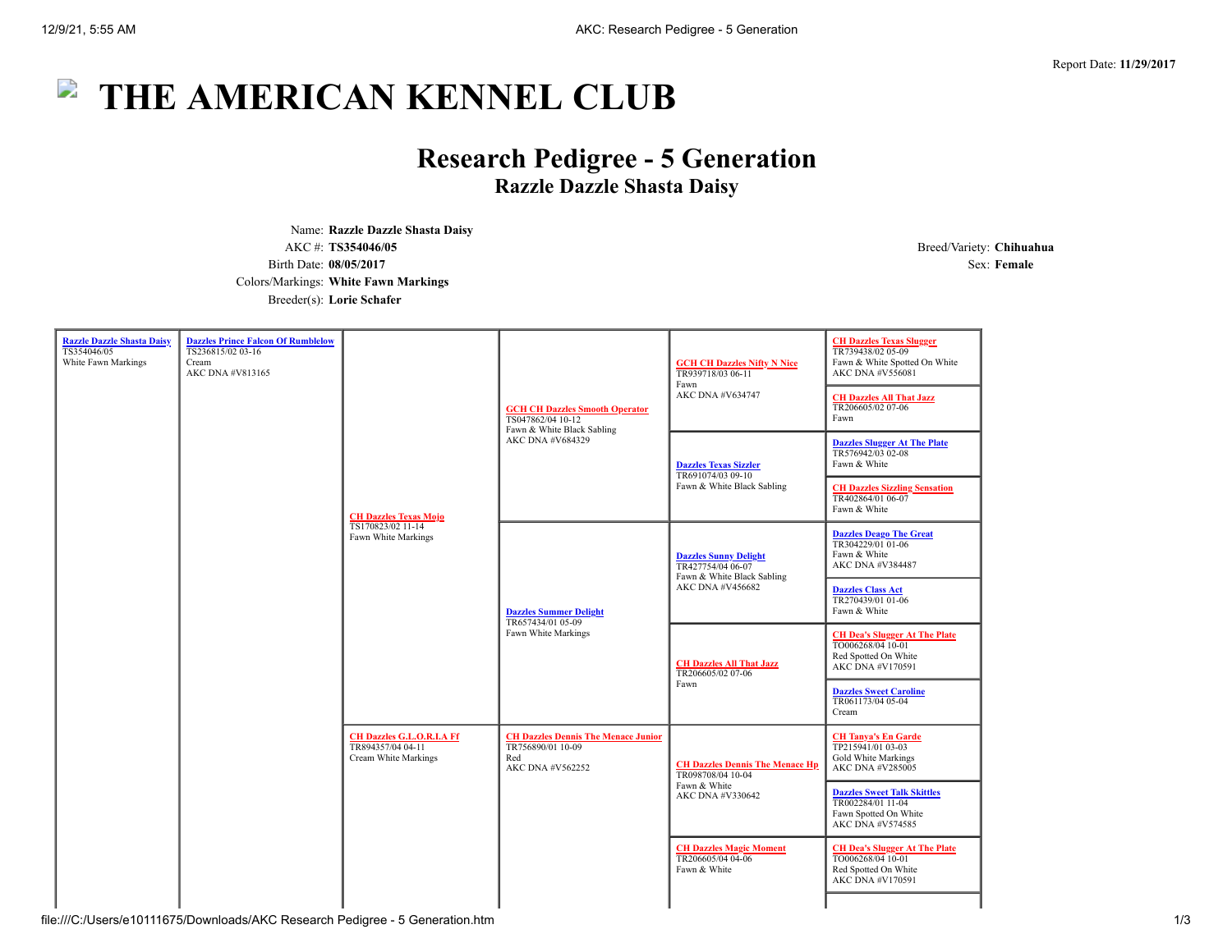Report Date: **11/29/2017**

# THE AMERICAN KENNEL CLUB

## Research Pedigree - 5 Generation

### Razzle Dazzle Shasta Daisy

Name: **Razzle Dazzle Shasta Daisy**
AKC #: **TS354046/05**
Birth Date: **08/05/2017**
Colors/Markings: **White Fawn Markings**
Breeder(s): **Lorie Schafer**

Breed/Variety: **Chihuahua**
Sex: **Female**

| Dog | Parent | Grandparent | Great-Grandparent | Great-Great-Grandparent | Great-Great-Great-Grandparent |
|---|---|---|---|---|---|
| Razzle Dazzle Shasta Daisy<br>TS354046/05<br>White Fawn Markings | Dazzles Prince Falcon Of Rumblelow<br>TS236815/02 03-16<br>Cream<br>AKC DNA #V813165 | CH Dazzles Texas Mojo<br>TS170823/02 11-14<br>Fawn White Markings | GCH CH Dazzles Smooth Operator<br>TS047862/04 10-12<br>Fawn & White Black Sabling<br>AKC DNA #V684329 | GCH CH Dazzles Nifty N Nice<br>TR939718/03 06-11<br>Fawn<br>AKC DNA #V634747 | CH Dazzles Texas Slugger<br>TR739438/02 05-09<br>Fawn & White Spotted On White<br>AKC DNA #V556081 |
| | | | | | CH Dazzles All That Jazz<br>TR206605/02 07-06<br>Fawn |
| | | | | Dazzles Texas Sizzler<br>TR691074/03 09-10<br>Fawn & White Black Sabling | Dazzles Slugger At The Plate<br>TR576942/03 02-08<br>Fawn & White |
| | | | | | CH Dazzles Sizzling Sensation<br>TR402864/01 06-07<br>Fawn & White |
| | | | Dazzles Summer Delight<br>TR657434/01 05-09<br>Fawn White Markings | Dazzles Sunny Delight<br>TR427754/04 06-07<br>Fawn & White Black Sabling<br>AKC DNA #V456682 | Dazzles Deago The Great<br>TR304229/01 01-06<br>Fawn & White<br>AKC DNA #V384487 |
| | | | | | Dazzles Class Act<br>TR270439/01 01-06<br>Fawn & White |
| | | | | CH Dazzles All That Jazz<br>TR206605/02 07-06<br>Fawn | CH Dea's Slugger At The Plate<br>TO006268/04 10-01<br>Red Spotted On White<br>AKC DNA #V170591 |
| | | | | | Dazzles Sweet Caroline<br>TR061173/04 05-04<br>Cream |
| | | CH Dazzles G.L.O.R.I.A Ff<br>TR894357/04 04-11<br>Cream White Markings | CH Dazzles Dennis The Menace Junior<br>TR756890/01 10-09<br>Red<br>AKC DNA #V562252 | CH Dazzles Dennis The Menace Hp<br>TR098708/04 10-04<br>Fawn & White<br>AKC DNA #V330642 | CH Tanya's En Garde<br>TP215941/01 03-03<br>Gold White Markings<br>AKC DNA #V285005 |
| | | | | | Dazzles Sweet Talk Skittles<br>TR002284/01 11-04<br>Fawn Spotted On White<br>AKC DNA #V574585 |
| | | | | CH Dazzles Magic Moment<br>TR206605/04 04-06<br>Fawn & White | CH Dea's Slugger At The Plate<br>TO006268/04 10-01<br>Red Spotted On White<br>AKC DNA #V170591 |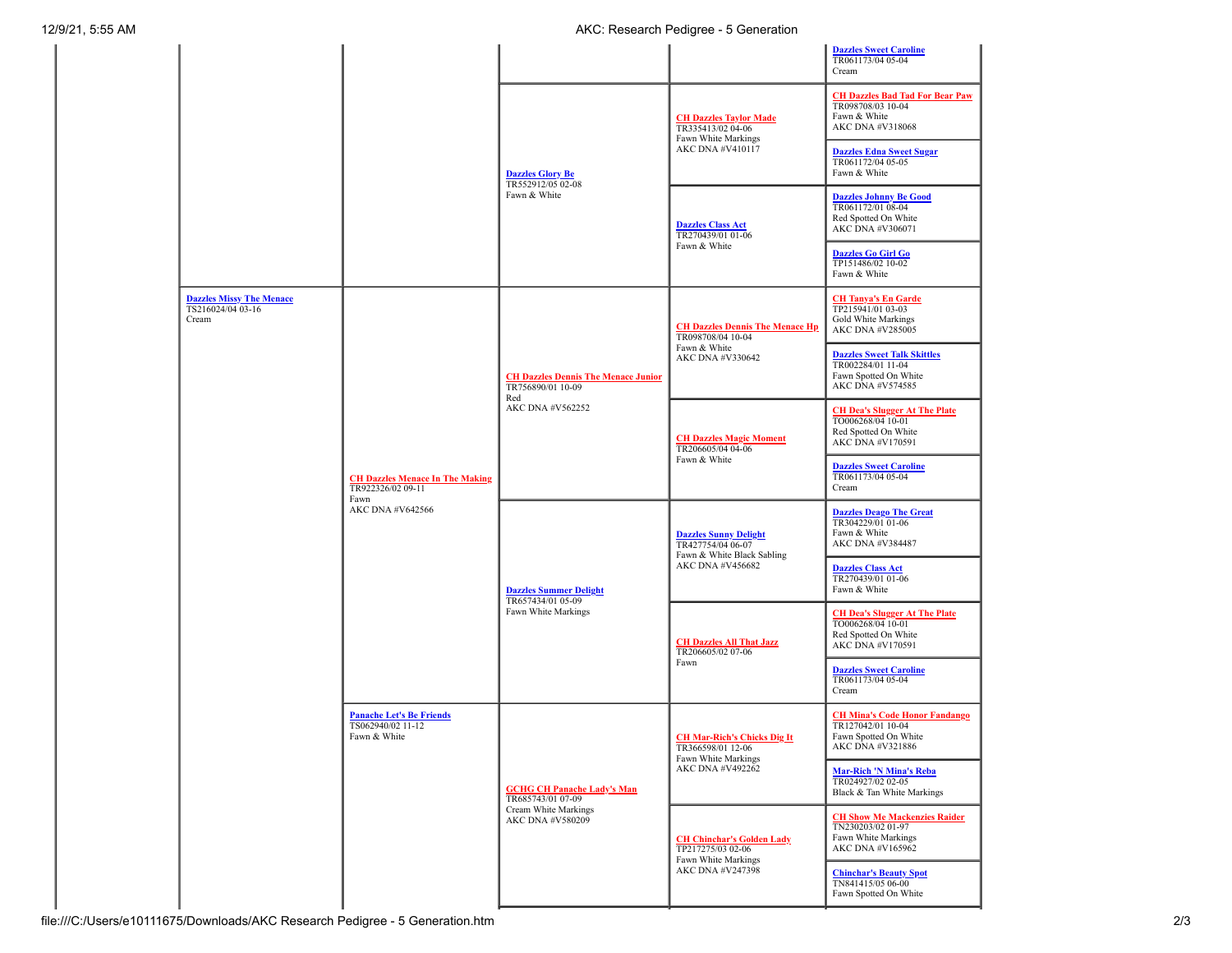| | | | | | |
|---|---|---|---|---|---|
| | | | | | Dazzles Sweet Caroline TR061173/04 05-04 Cream |
| | | | Dazzles Glory Be TR552912/05 02-08 Fawn & White | CH Dazzles Taylor Made TR335413/02 04-06 Fawn White Markings AKC DNA #V410117 | CH Dazzles Bad Tad For Bear Paw TR098708/03 10-04 Fawn & White AKC DNA #V318068 |
| | | | | | Dazzles Edna Sweet Sugar TR061172/04 05-05 Fawn & White |
| | | | | Dazzles Class Act TR270439/01 01-06 Fawn & White | Dazzles Johnny Be Good TR061172/01 08-04 Red Spotted On White AKC DNA #V306071 |
| | | | | | Dazzles Go Girl Go TP151486/02 10-02 Fawn & White |
| | Dazzles Missy The Menace TS216024/04 03-16 Cream | CH Dazzles Menace In The Making TR922326/02 09-11 Fawn AKC DNA #V642566 | CH Dazzles Dennis The Menace Junior TR756890/01 10-09 Red AKC DNA #V562252 | CH Dazzles Dennis The Menace Hp TR098708/04 10-04 Fawn & White AKC DNA #V330642 | CH Tanya's En Garde TP215941/01 03-03 Gold White Markings AKC DNA #V285005 |
| | | | | | Dazzles Sweet Talk Skittles TR002284/01 11-04 Fawn Spotted On White AKC DNA #V574585 |
| | | | | CH Dazzles Magic Moment TR206605/04 04-06 Fawn & White | CH Dea's Slugger At The Plate TO006268/04 10-01 Red Spotted On White AKC DNA #V170591 |
| | | | | | Dazzles Sweet Caroline TR061173/04 05-04 Cream |
| | | | Dazzles Summer Delight TR657434/01 05-09 Fawn White Markings | Dazzles Sunny Delight TR427754/04 06-07 Fawn & White Black Sabling AKC DNA #V456682 | Dazzles Deago The Great TR304229/01 01-06 Fawn & White AKC DNA #V384487 |
| | | | | | Dazzles Class Act TR270439/01 01-06 Fawn & White |
| | | | | CH Dazzles All That Jazz TR206605/02 07-06 Fawn | CH Dea's Slugger At The Plate TO006268/04 10-01 Red Spotted On White AKC DNA #V170591 |
| | | | | | Dazzles Sweet Caroline TR061173/04 05-04 Cream |
| | | Panache Let's Be Friends TS062940/02 11-12 Fawn & White | GCHG CH Panache Lady's Man TR685743/01 07-09 Cream White Markings AKC DNA #V580209 | CH Mar-Rich's Chicks Dig It TR366598/01 12-06 Fawn White Markings AKC DNA #V492262 | CH Mina's Code Honor Fandango TR127042/01 10-04 Fawn Spotted On White AKC DNA #V321886 |
| | | | | | Mar-Rich 'N Mina's Reba TR024927/02 02-05 Black & Tan White Markings |
| | | | | CH Chinchar's Golden Lady TP217275/03 02-06 Fawn White Markings AKC DNA #V247398 | CH Show Me Mackenzies Raider TN230203/02 01-97 Fawn White Markings AKC DNA #V165962 |
| | | | | | Chinchar's Beauty Spot TN841415/05 06-00 Fawn Spotted On White |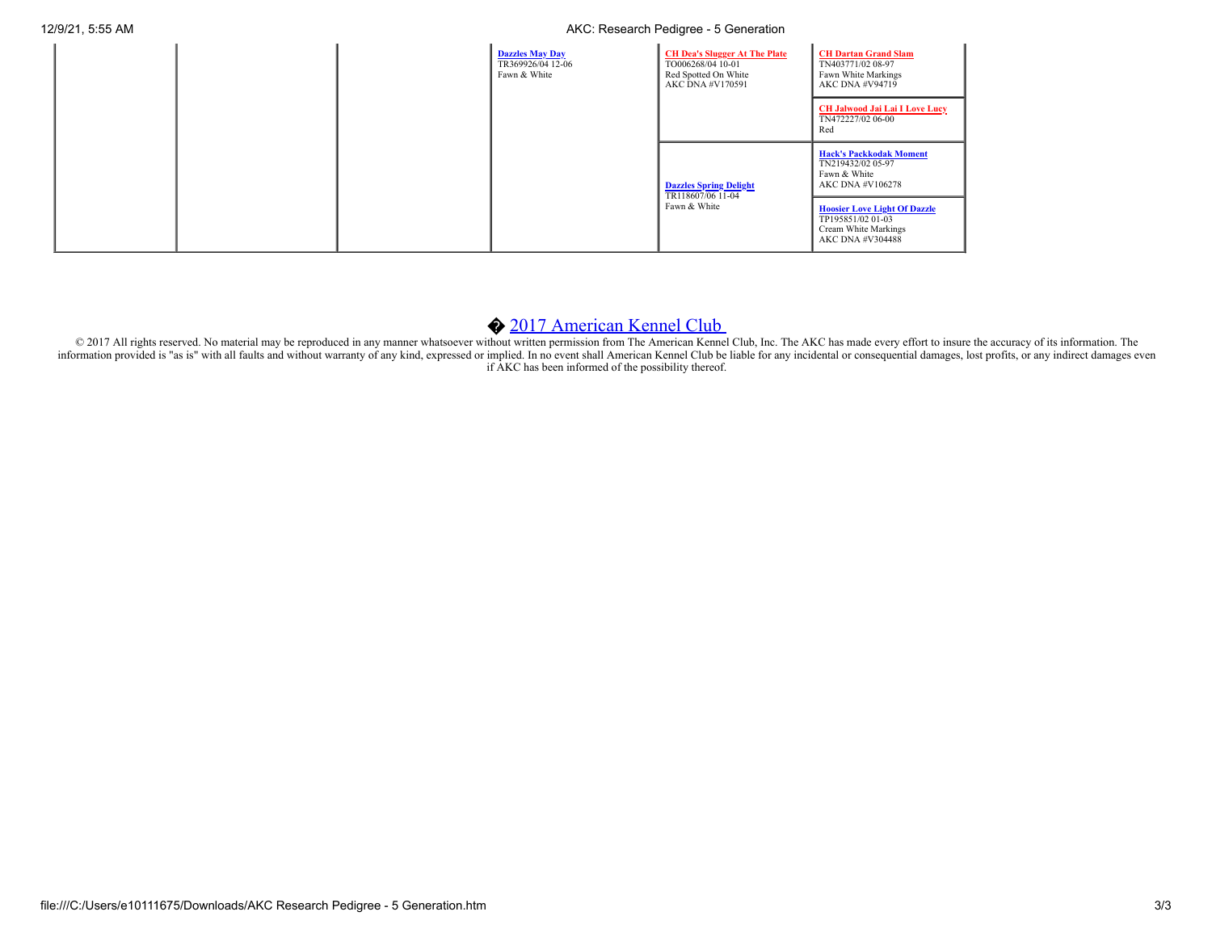| | | | | | |
|---|---|---|---|---|---|
| | | | Dazzles May Day<br>TR369926/04 12-06<br>Fawn & White | CH Dea's Slugger At The Plate<br>TO006268/04 10-01<br>Red Spotted On White<br>AKC DNA #V170591 | CH Dartan Grand Slam<br>TN403771/02 08-97<br>Fawn White Markings<br>AKC DNA #V94719 |
| | | | | | CH Jalwood Jai Lai I Love Lucy<br>TN472227/02 06-00<br>Red |
| | | | | Dazzles Spring Delight<br>TR118607/06 11-04<br>Fawn & White | Hack's Packkodak Moment<br>TN219432/02 05-97<br>Fawn & White<br>AKC DNA #V106278 |
| | | | | | Hoosier Love Light Of Dazzle<br>TP195851/02 01-03<br>Cream White Markings<br>AKC DNA #V304488 |

� 2017 American Kennel Club

© 2017 All rights reserved. No material may be reproduced in any manner whatsoever without written permission from The American Kennel Club, Inc. The AKC has made every effort to insure the accuracy of its information. The information provided is "as is" with all faults and without warranty of any kind, expressed or implied. In no event shall American Kennel Club be liable for any incidental or consequential damages, lost profits, or any indirect damages even if AKC has been informed of the possibility thereof.